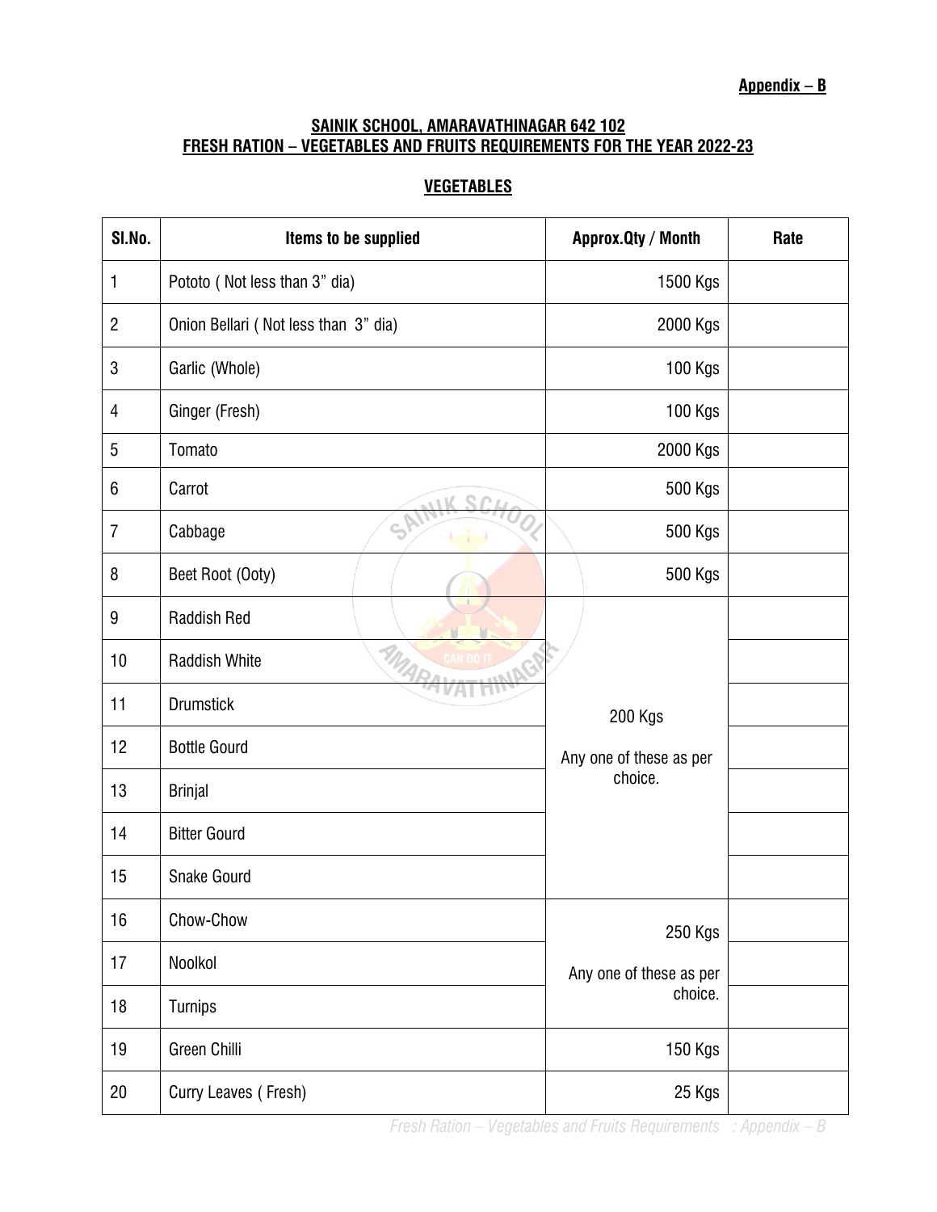**Appendix – B**

**SAINIK SCHOOL, AMARAVATHINAGAR 642 102**
**FRESH RATION – VEGETABLES AND FRUITS REQUIREMENTS FOR THE YEAR 2022-23**

**VEGETABLES**

| Sl.No. | Items to be supplied | Approx.Qty / Month | Rate |
|---|---|---|---|
| 1 | Pototo ( Not less than 3" dia) | 1500 Kgs | |
| 2 | Onion Bellari ( Not less than 3" dia) | 2000 Kgs | |
| 3 | Garlic (Whole) | 100 Kgs | |
| 4 | Ginger (Fresh) | 100 Kgs | |
| 5 | Tomato | 2000 Kgs | |
| 6 | Carrot | 500 Kgs | |
| 7 | Cabbage | 500 Kgs | |
| 8 | Beet Root (Ooty) | 500 Kgs | |
| 9 | Raddish Red | 200 Kgs Any one of these as per choice. | |
| 10 | Raddish White | | |
| 11 | Drumstick | | |
| 12 | Bottle Gourd | | |
| 13 | Brinjal | | |
| 14 | Bitter Gourd | | |
| 15 | Snake Gourd | | |
| 16 | Chow-Chow | 250 Kgs Any one of these as per choice. | |
| 17 | Noolkol | | |
| 18 | Turnips | | |
| 19 | Green Chilli | 150 Kgs | |
| 20 | Curry Leaves ( Fresh) | 25 Kgs | |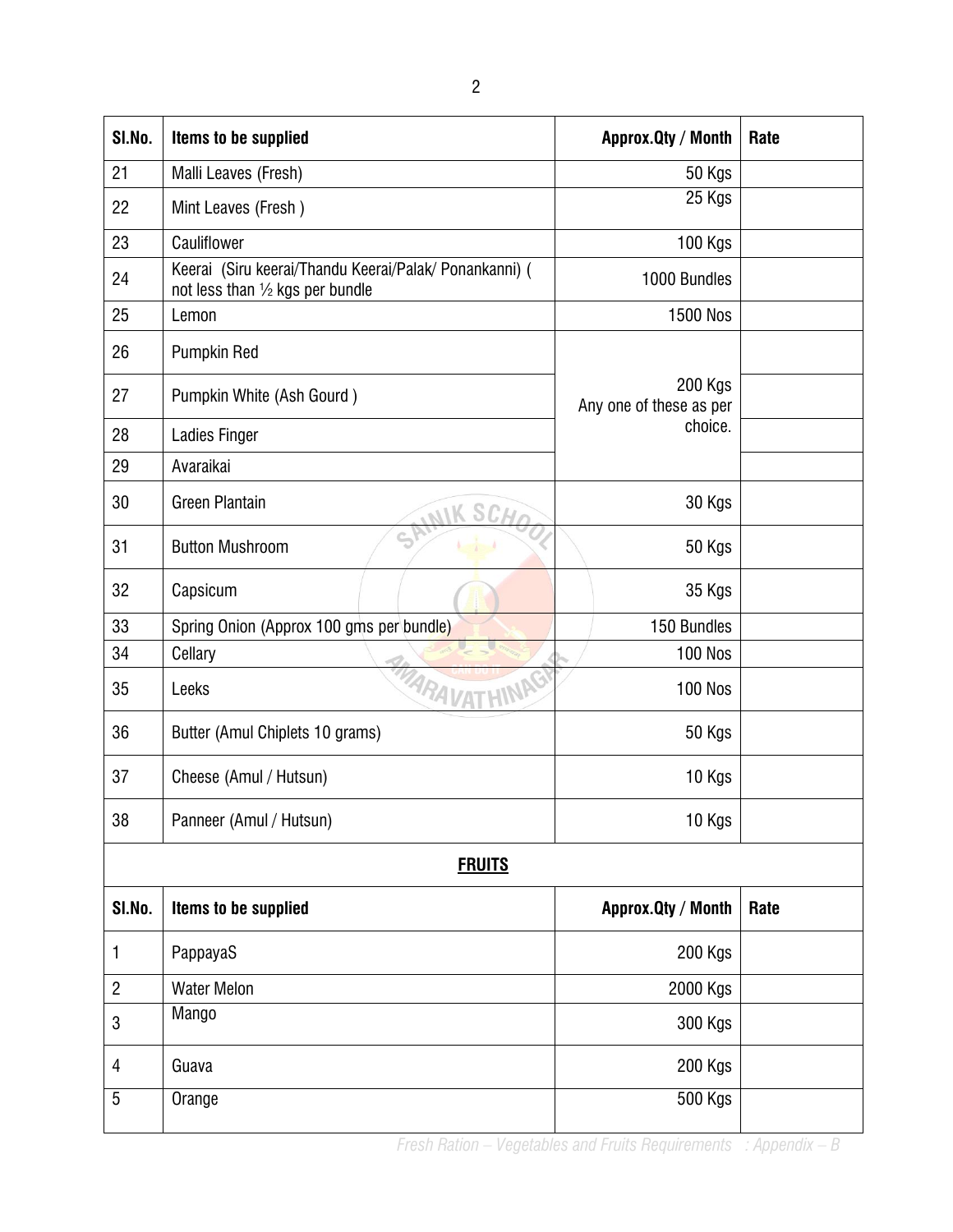| Sl.No. | Items to be supplied | Approx.Qty / Month | Rate |
|---|---|---|---|
| 21 | Malli Leaves (Fresh) | 50 Kgs | |
| 22 | Mint Leaves (Fresh ) | 25 Kgs | |
| 23 | Cauliflower | 100 Kgs | |
| 24 | Keerai (Siru keerai/Thandu Keerai/Palak/ Ponankanni) ( not less than ½ kgs per bundle | 1000 Bundles | |
| 25 | Lemon | 1500 Nos | |
| 26 | Pumpkin Red | 200 Kgs Any one of these as per choice. | |
| 27 | Pumpkin White (Ash Gourd ) | | |
| 28 | Ladies Finger | | |
| 29 | Avaraikai | | |
| 30 | Green Plantain | 30 Kgs | |
| 31 | Button Mushroom | 50 Kgs | |
| 32 | Capsicum | 35 Kgs | |
| 33 | Spring Onion (Approx 100 gms per bundle) | 150 Bundles | |
| 34 | Cellary | 100 Nos | |
| 35 | Leeks | 100 Nos | |
| 36 | Butter (Amul Chiplets 10 grams) | 50 Kgs | |
| 37 | Cheese (Amul / Hutsun) | 10 Kgs | |
| 38 | Panneer (Amul / Hutsun) | 10 Kgs | |

## **FRUITS**

| Sl.No. | Items to be supplied | Approx.Qty / Month | Rate |
|---|---|---|---|
| 1 | PappayaS | 200 Kgs | |
| 2 | Water Melon | 2000 Kgs | |
| 3 | Mango | 300 Kgs | |
| 4 | Guava | 200 Kgs | |
| 5 | Orange | 500 Kgs | |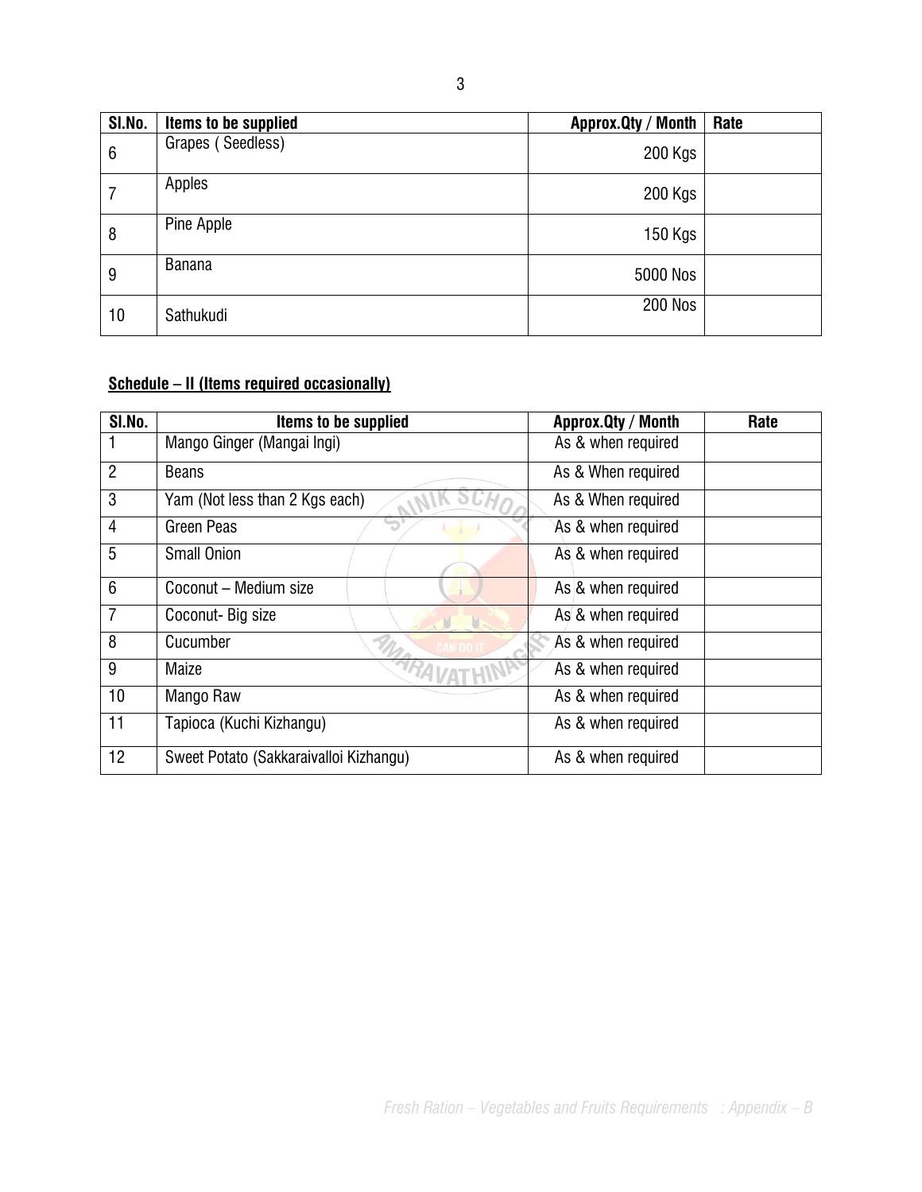| Sl.No. | Items to be supplied | Approx.Qty / Month | Rate |
|---|---|---|---|
| 6 | Grapes ( Seedless) | 200 Kgs | |
| 7 | Apples | 200 Kgs | |
| 8 | Pine Apple | 150 Kgs | |
| 9 | Banana | 5000 Nos | |
| 10 | Sathukudi | 200 Nos | |

**Schedule – II (Items required occasionally)**

| Sl.No. | Items to be supplied | Approx.Qty / Month | Rate |
|---|---|---|---|
| 1 | Mango Ginger (Mangai Ingi) | As & when required | |
| 2 | Beans | As & When required | |
| 3 | Yam (Not less than 2 Kgs each) | As & When required | |
| 4 | Green Peas | As & when required | |
| 5 | Small Onion | As & when required | |
| 6 | Coconut – Medium size | As & when required | |
| 7 | Coconut- Big size | As & when required | |
| 8 | Cucumber | As & when required | |
| 9 | Maize | As & when required | |
| 10 | Mango Raw | As & when required | |
| 11 | Tapioca (Kuchi Kizhangu) | As & when required | |
| 12 | Sweet Potato (Sakkaraivalloi Kizhangu) | As & when required | |

*Fresh Ration – Vegetables and Fruits Requirements : Appendix – B*